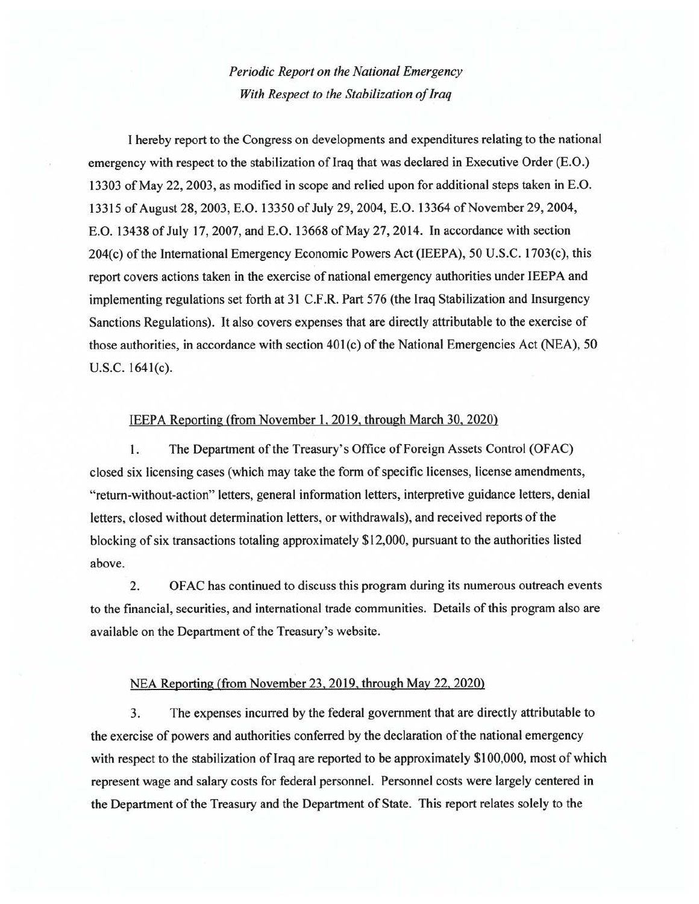*Periodic Report on the National Emergency*
*With Respect to the Stabilization of Iraq*

I hereby report to the Congress on developments and expenditures relating to the national emergency with respect to the stabilization of Iraq that was declared in Executive Order (E.O.) 13303 of May 22, 2003, as modified in scope and relied upon for additional steps taken in E.O. 13315 of August 28, 2003, E.O. 13350 of July 29, 2004, E.O. 13364 of November 29, 2004, E.O. 13438 of July 17, 2007, and E.O. 13668 of May 27, 2014. In accordance with section 204(c) of the International Emergency Economic Powers Act (IEEPA), 50 U.S.C. 1703(c), this report covers actions taken in the exercise of national emergency authorities under IEEPA and implementing regulations set forth at 31 C.F.R. Part 576 (the Iraq Stabilization and Insurgency Sanctions Regulations). It also covers expenses that are directly attributable to the exercise of those authorities, in accordance with section 401(c) of the National Emergencies Act (NEA), 50 U.S.C. 1641(c).

IEEPA Reporting (from November 1, 2019, through March 30, 2020)

1. The Department of the Treasury's Office of Foreign Assets Control (OFAC) closed six licensing cases (which may take the form of specific licenses, license amendments, "return-without-action" letters, general information letters, interpretive guidance letters, denial letters, closed without determination letters, or withdrawals), and received reports of the blocking of six transactions totaling approximately $12,000, pursuant to the authorities listed above.

2. OFAC has continued to discuss this program during its numerous outreach events to the financial, securities, and international trade communities. Details of this program also are available on the Department of the Treasury's website.

NEA Reporting (from November 23, 2019, through May 22, 2020)

3. The expenses incurred by the federal government that are directly attributable to the exercise of powers and authorities conferred by the declaration of the national emergency with respect to the stabilization of Iraq are reported to be approximately $100,000, most of which represent wage and salary costs for federal personnel. Personnel costs were largely centered in the Department of the Treasury and the Department of State. This report relates solely to the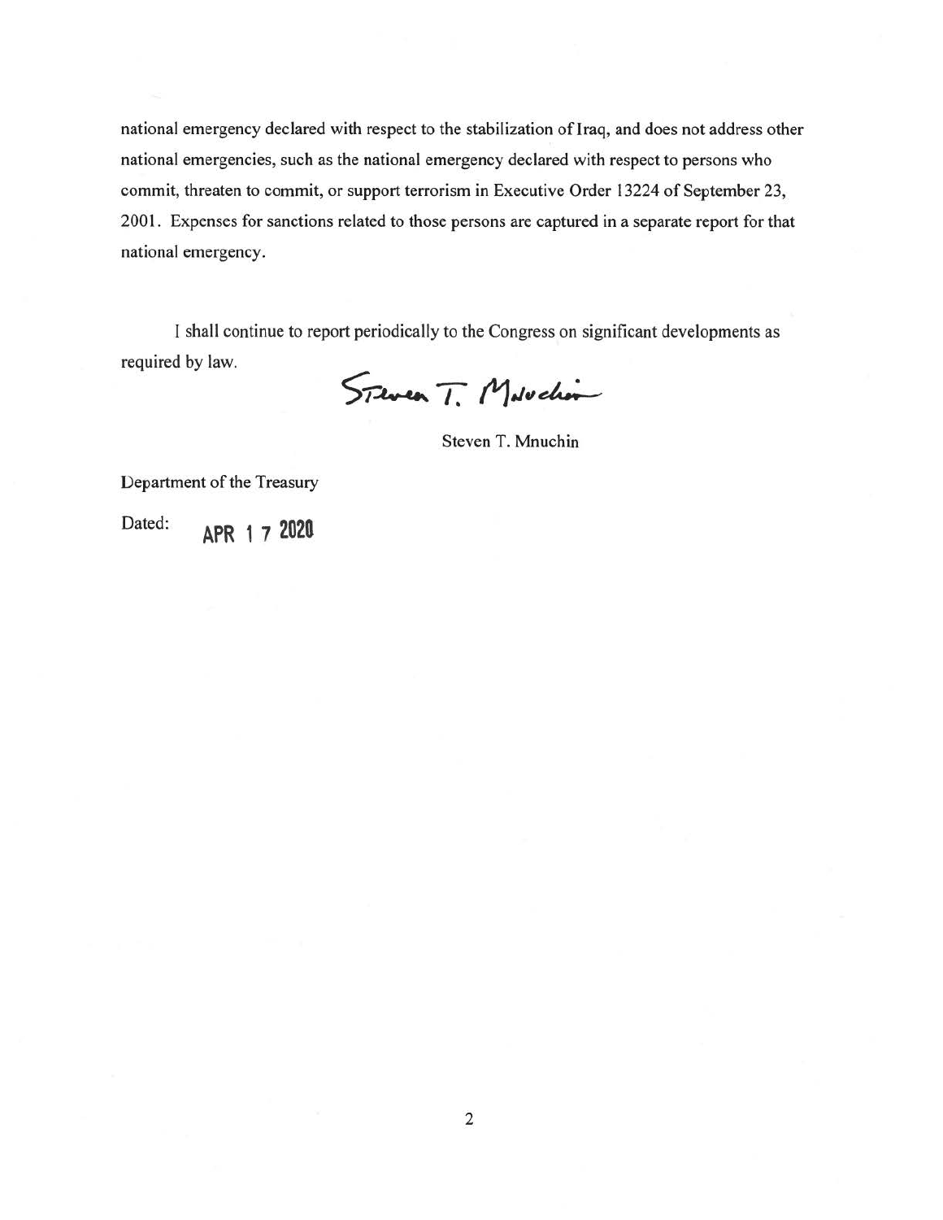national emergency declared with respect to the stabilization of Iraq, and does not address other national emergencies, such as the national emergency declared with respect to persons who commit, threaten to commit, or support terrorism in Executive Order 13224 of September 23, 2001. Expenses for sanctions related to those persons are captured in a separate report for that national emergency.

I shall continue to report periodically to the Congress on significant developments as required by law.

Steven T. Mnuchin

Steven T. Mnuchin

Department of the Treasury

Dated: APR 17 2020